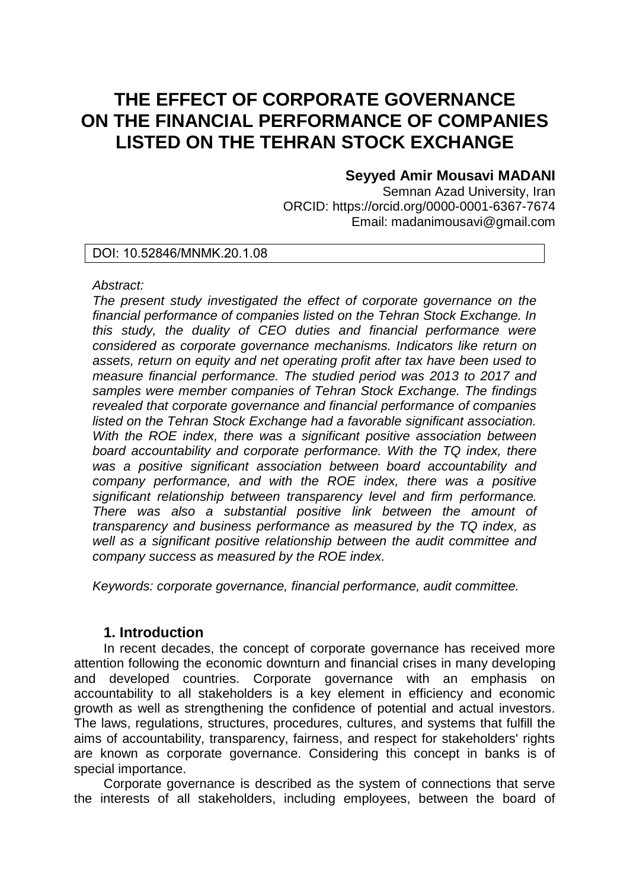# THE EFFECT OF CORPORATE GOVERNANCE ON THE FINANCIAL PERFORMANCE OF COMPANIES LISTED ON THE TEHRAN STOCK EXCHANGE

**Seyyed Amir Mousavi MADANI**
Semnan Azad University, Iran
ORCID: https://orcid.org/0000-0001-6367-7674
Email: madanimousavi@gmail.com

DOI: 10.52846/MNMK.20.1.08

*Abstract:*
*The present study investigated the effect of corporate governance on the financial performance of companies listed on the Tehran Stock Exchange. In this study, the duality of CEO duties and financial performance were considered as corporate governance mechanisms. Indicators like return on assets, return on equity and net operating profit after tax have been used to measure financial performance. The studied period was 2013 to 2017 and samples were member companies of Tehran Stock Exchange. The findings revealed that corporate governance and financial performance of companies listed on the Tehran Stock Exchange had a favorable significant association. With the ROE index, there was a significant positive association between board accountability and corporate performance. With the TQ index, there was a positive significant association between board accountability and company performance, and with the ROE index, there was a positive significant relationship between transparency level and firm performance. There was also a substantial positive link between the amount of transparency and business performance as measured by the TQ index, as well as a significant positive relationship between the audit committee and company success as measured by the ROE index.*

*Keywords: corporate governance, financial performance, audit committee.*

## 1. Introduction

In recent decades, the concept of corporate governance has received more attention following the economic downturn and financial crises in many developing and developed countries. Corporate governance with an emphasis on accountability to all stakeholders is a key element in efficiency and economic growth as well as strengthening the confidence of potential and actual investors. The laws, regulations, structures, procedures, cultures, and systems that fulfill the aims of accountability, transparency, fairness, and respect for stakeholders' rights are known as corporate governance. Considering this concept in banks is of special importance.

Corporate governance is described as the system of connections that serve the interests of all stakeholders, including employees, between the board of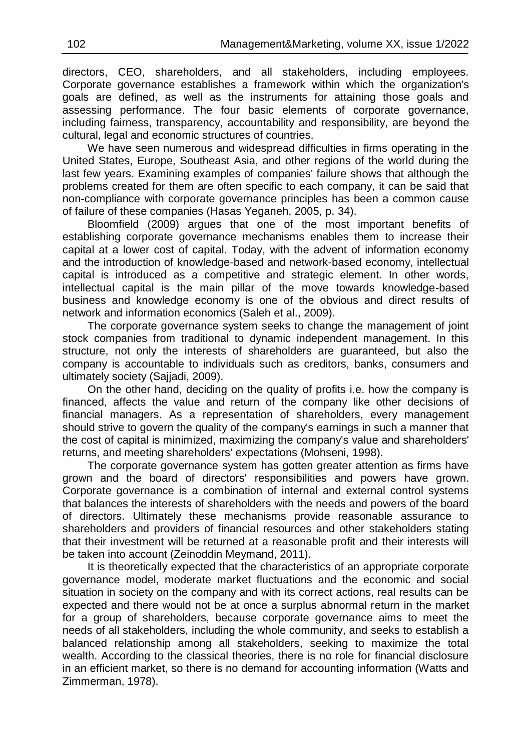directors, CEO, shareholders, and all stakeholders, including employees. Corporate governance establishes a framework within which the organization's goals are defined, as well as the instruments for attaining those goals and assessing performance. The four basic elements of corporate governance, including fairness, transparency, accountability and responsibility, are beyond the cultural, legal and economic structures of countries.

We have seen numerous and widespread difficulties in firms operating in the United States, Europe, Southeast Asia, and other regions of the world during the last few years. Examining examples of companies' failure shows that although the problems created for them are often specific to each company, it can be said that non-compliance with corporate governance principles has been a common cause of failure of these companies (Hasas Yeganeh, 2005, p. 34).

Bloomfield (2009) argues that one of the most important benefits of establishing corporate governance mechanisms enables them to increase their capital at a lower cost of capital. Today, with the advent of information economy and the introduction of knowledge-based and network-based economy, intellectual capital is introduced as a competitive and strategic element. In other words, intellectual capital is the main pillar of the move towards knowledge-based business and knowledge economy is one of the obvious and direct results of network and information economics (Saleh et al., 2009).

The corporate governance system seeks to change the management of joint stock companies from traditional to dynamic independent management. In this structure, not only the interests of shareholders are guaranteed, but also the company is accountable to individuals such as creditors, banks, consumers and ultimately society (Sajjadi, 2009).

On the other hand, deciding on the quality of profits i.e. how the company is financed, affects the value and return of the company like other decisions of financial managers. As a representation of shareholders, every management should strive to govern the quality of the company's earnings in such a manner that the cost of capital is minimized, maximizing the company's value and shareholders' returns, and meeting shareholders' expectations (Mohseni, 1998).

The corporate governance system has gotten greater attention as firms have grown and the board of directors' responsibilities and powers have grown. Corporate governance is a combination of internal and external control systems that balances the interests of shareholders with the needs and powers of the board of directors. Ultimately these mechanisms provide reasonable assurance to shareholders and providers of financial resources and other stakeholders stating that their investment will be returned at a reasonable profit and their interests will be taken into account (Zeinoddin Meymand, 2011).

It is theoretically expected that the characteristics of an appropriate corporate governance model, moderate market fluctuations and the economic and social situation in society on the company and with its correct actions, real results can be expected and there would not be at once a surplus abnormal return in the market for a group of shareholders, because corporate governance aims to meet the needs of all stakeholders, including the whole community, and seeks to establish a balanced relationship among all stakeholders, seeking to maximize the total wealth. According to the classical theories, there is no role for financial disclosure in an efficient market, so there is no demand for accounting information (Watts and Zimmerman, 1978).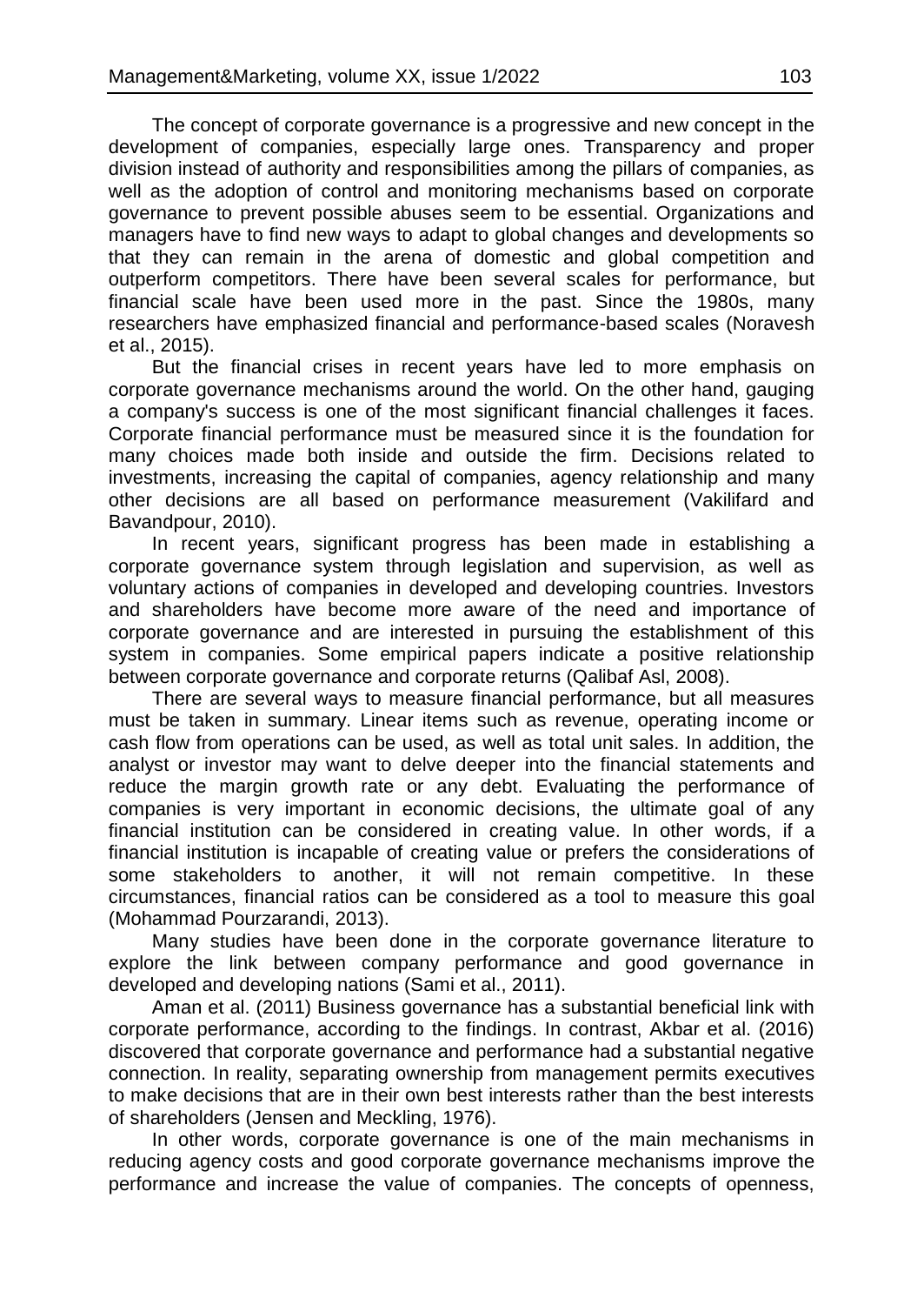The concept of corporate governance is a progressive and new concept in the development of companies, especially large ones. Transparency and proper division instead of authority and responsibilities among the pillars of companies, as well as the adoption of control and monitoring mechanisms based on corporate governance to prevent possible abuses seem to be essential. Organizations and managers have to find new ways to adapt to global changes and developments so that they can remain in the arena of domestic and global competition and outperform competitors. There have been several scales for performance, but financial scale have been used more in the past. Since the 1980s, many researchers have emphasized financial and performance-based scales (Noravesh et al., 2015).

But the financial crises in recent years have led to more emphasis on corporate governance mechanisms around the world. On the other hand, gauging a company's success is one of the most significant financial challenges it faces. Corporate financial performance must be measured since it is the foundation for many choices made both inside and outside the firm. Decisions related to investments, increasing the capital of companies, agency relationship and many other decisions are all based on performance measurement (Vakilifard and Bavandpour, 2010).

In recent years, significant progress has been made in establishing a corporate governance system through legislation and supervision, as well as voluntary actions of companies in developed and developing countries. Investors and shareholders have become more aware of the need and importance of corporate governance and are interested in pursuing the establishment of this system in companies. Some empirical papers indicate a positive relationship between corporate governance and corporate returns (Qalibaf Asl, 2008).

There are several ways to measure financial performance, but all measures must be taken in summary. Linear items such as revenue, operating income or cash flow from operations can be used, as well as total unit sales. In addition, the analyst or investor may want to delve deeper into the financial statements and reduce the margin growth rate or any debt. Evaluating the performance of companies is very important in economic decisions, the ultimate goal of any financial institution can be considered in creating value. In other words, if a financial institution is incapable of creating value or prefers the considerations of some stakeholders to another, it will not remain competitive. In these circumstances, financial ratios can be considered as a tool to measure this goal (Mohammad Pourzarandi, 2013).

Many studies have been done in the corporate governance literature to explore the link between company performance and good governance in developed and developing nations (Sami et al., 2011).

Aman et al. (2011) Business governance has a substantial beneficial link with corporate performance, according to the findings. In contrast, Akbar et al. (2016) discovered that corporate governance and performance had a substantial negative connection. In reality, separating ownership from management permits executives to make decisions that are in their own best interests rather than the best interests of shareholders (Jensen and Meckling, 1976).

In other words, corporate governance is one of the main mechanisms in reducing agency costs and good corporate governance mechanisms improve the performance and increase the value of companies. The concepts of openness,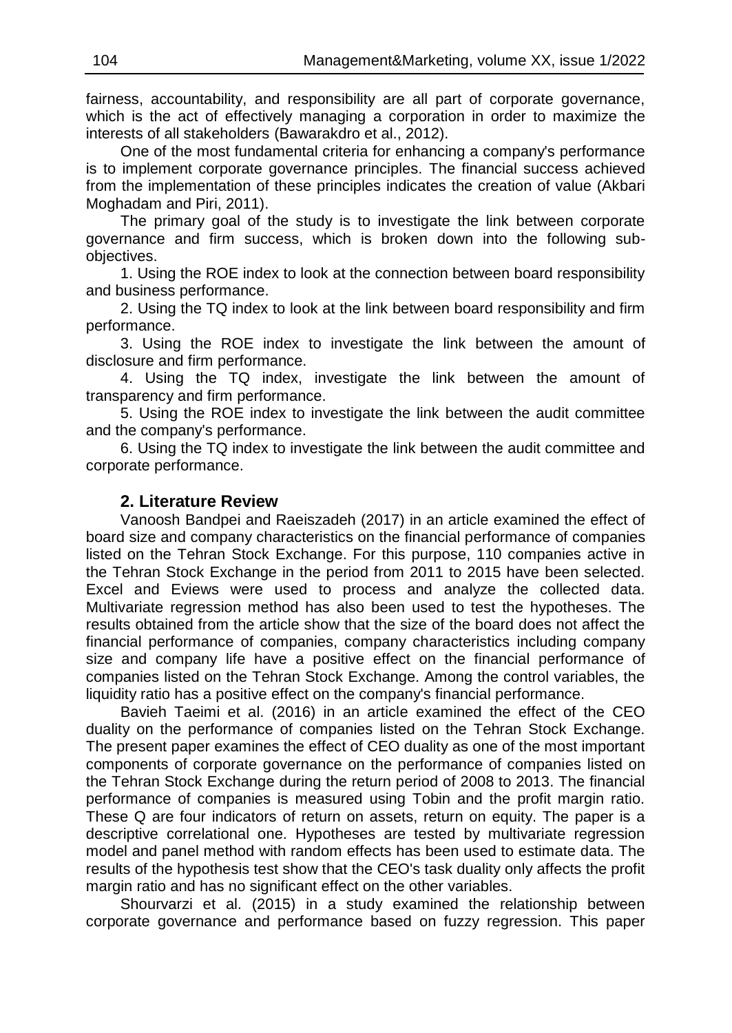fairness, accountability, and responsibility are all part of corporate governance, which is the act of effectively managing a corporation in order to maximize the interests of all stakeholders (Bawarakdro et al., 2012).

One of the most fundamental criteria for enhancing a company's performance is to implement corporate governance principles. The financial success achieved from the implementation of these principles indicates the creation of value (Akbari Moghadam and Piri, 2011).

The primary goal of the study is to investigate the link between corporate governance and firm success, which is broken down into the following sub-objectives.

1. Using the ROE index to look at the connection between board responsibility and business performance.

2. Using the TQ index to look at the link between board responsibility and firm performance.

3. Using the ROE index to investigate the link between the amount of disclosure and firm performance.

4. Using the TQ index, investigate the link between the amount of transparency and firm performance.

5. Using the ROE index to investigate the link between the audit committee and the company's performance.

6. Using the TQ index to investigate the link between the audit committee and corporate performance.

## 2. Literature Review

Vanoosh Bandpei and Raeiszadeh (2017) in an article examined the effect of board size and company characteristics on the financial performance of companies listed on the Tehran Stock Exchange. For this purpose, 110 companies active in the Tehran Stock Exchange in the period from 2011 to 2015 have been selected. Excel and Eviews were used to process and analyze the collected data. Multivariate regression method has also been used to test the hypotheses. The results obtained from the article show that the size of the board does not affect the financial performance of companies, company characteristics including company size and company life have a positive effect on the financial performance of companies listed on the Tehran Stock Exchange. Among the control variables, the liquidity ratio has a positive effect on the company's financial performance.

Bavieh Taeimi et al. (2016) in an article examined the effect of the CEO duality on the performance of companies listed on the Tehran Stock Exchange. The present paper examines the effect of CEO duality as one of the most important components of corporate governance on the performance of companies listed on the Tehran Stock Exchange during the return period of 2008 to 2013. The financial performance of companies is measured using Tobin and the profit margin ratio. These Q are four indicators of return on assets, return on equity. The paper is a descriptive correlational one. Hypotheses are tested by multivariate regression model and panel method with random effects has been used to estimate data. The results of the hypothesis test show that the CEO's task duality only affects the profit margin ratio and has no significant effect on the other variables.

Shourvarzi et al. (2015) in a study examined the relationship between corporate governance and performance based on fuzzy regression. This paper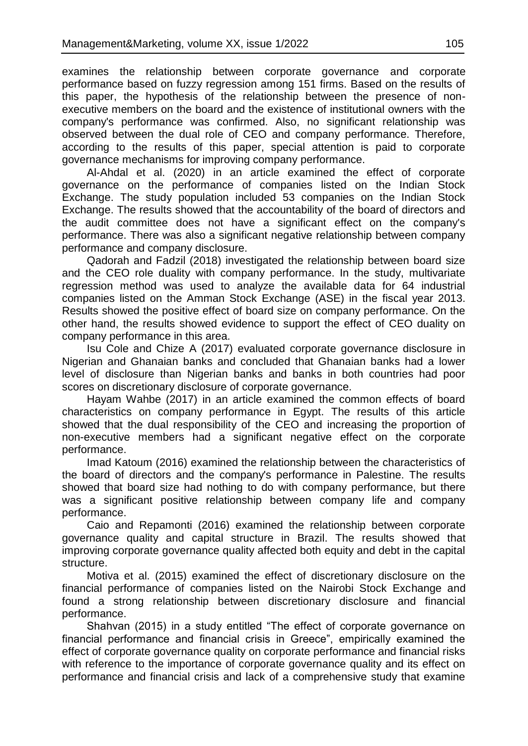examines the relationship between corporate governance and corporate performance based on fuzzy regression among 151 firms. Based on the results of this paper, the hypothesis of the relationship between the presence of non-executive members on the board and the existence of institutional owners with the company's performance was confirmed. Also, no significant relationship was observed between the dual role of CEO and company performance. Therefore, according to the results of this paper, special attention is paid to corporate governance mechanisms for improving company performance.

Al-Ahdal et al. (2020) in an article examined the effect of corporate governance on the performance of companies listed on the Indian Stock Exchange. The study population included 53 companies on the Indian Stock Exchange. The results showed that the accountability of the board of directors and the audit committee does not have a significant effect on the company's performance. There was also a significant negative relationship between company performance and company disclosure.

Qadorah and Fadzil (2018) investigated the relationship between board size and the CEO role duality with company performance. In the study, multivariate regression method was used to analyze the available data for 64 industrial companies listed on the Amman Stock Exchange (ASE) in the fiscal year 2013. Results showed the positive effect of board size on company performance. On the other hand, the results showed evidence to support the effect of CEO duality on company performance in this area.

Isu Cole and Chize A (2017) evaluated corporate governance disclosure in Nigerian and Ghanaian banks and concluded that Ghanaian banks had a lower level of disclosure than Nigerian banks and banks in both countries had poor scores on discretionary disclosure of corporate governance.

Hayam Wahbe (2017) in an article examined the common effects of board characteristics on company performance in Egypt. The results of this article showed that the dual responsibility of the CEO and increasing the proportion of non-executive members had a significant negative effect on the corporate performance.

Imad Katoum (2016) examined the relationship between the characteristics of the board of directors and the company's performance in Palestine. The results showed that board size had nothing to do with company performance, but there was a significant positive relationship between company life and company performance.

Caio and Repamonti (2016) examined the relationship between corporate governance quality and capital structure in Brazil. The results showed that improving corporate governance quality affected both equity and debt in the capital structure.

Motiva et al. (2015) examined the effect of discretionary disclosure on the financial performance of companies listed on the Nairobi Stock Exchange and found a strong relationship between discretionary disclosure and financial performance.

Shahvan (2015) in a study entitled "The effect of corporate governance on financial performance and financial crisis in Greece", empirically examined the effect of corporate governance quality on corporate performance and financial risks with reference to the importance of corporate governance quality and its effect on performance and financial crisis and lack of a comprehensive study that examine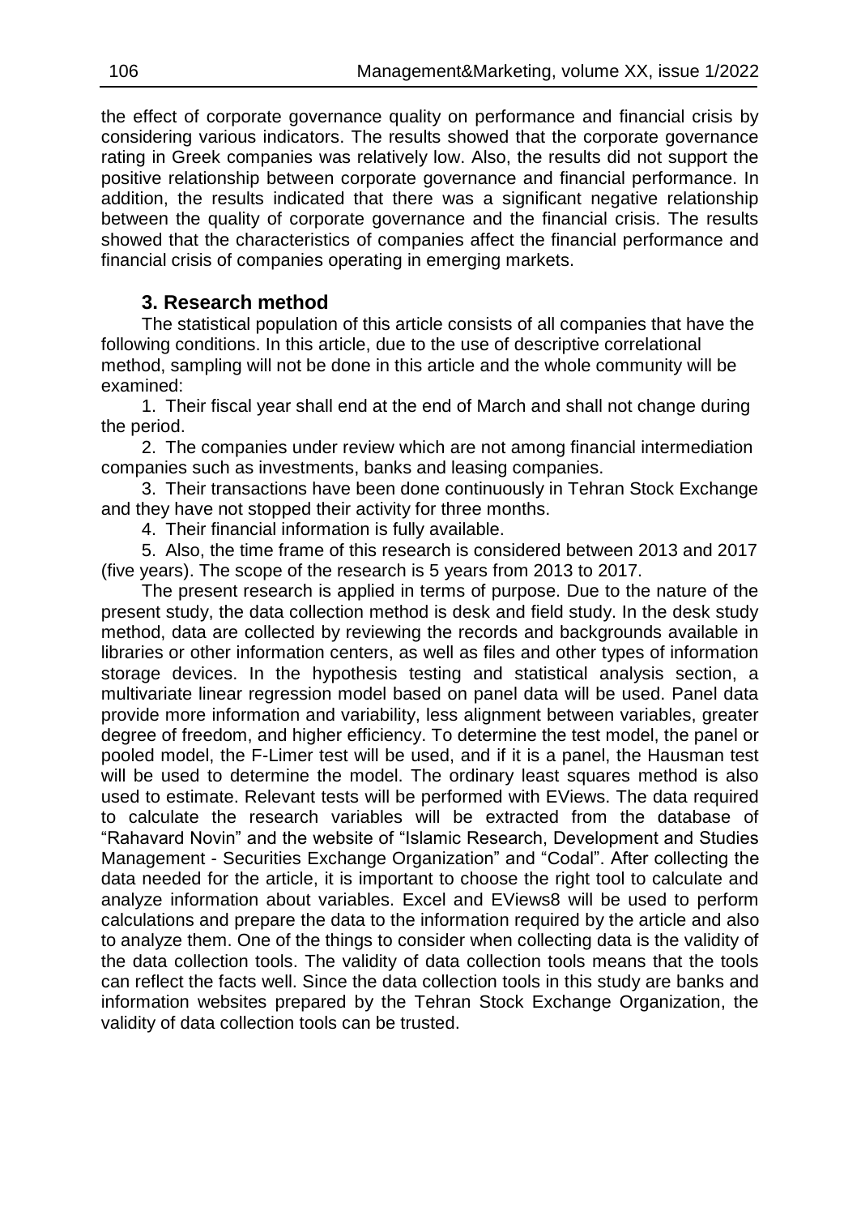the effect of corporate governance quality on performance and financial crisis by considering various indicators. The results showed that the corporate governance rating in Greek companies was relatively low. Also, the results did not support the positive relationship between corporate governance and financial performance. In addition, the results indicated that there was a significant negative relationship between the quality of corporate governance and the financial crisis. The results showed that the characteristics of companies affect the financial performance and financial crisis of companies operating in emerging markets.

## 3. Research method

The statistical population of this article consists of all companies that have the following conditions. In this article, due to the use of descriptive correlational method, sampling will not be done in this article and the whole community will be examined:

1. Their fiscal year shall end at the end of March and shall not change during the period.
2. The companies under review which are not among financial intermediation companies such as investments, banks and leasing companies.
3. Their transactions have been done continuously in Tehran Stock Exchange and they have not stopped their activity for three months.
4. Their financial information is fully available.
5. Also, the time frame of this research is considered between 2013 and 2017 (five years). The scope of the research is 5 years from 2013 to 2017.

The present research is applied in terms of purpose. Due to the nature of the present study, the data collection method is desk and field study. In the desk study method, data are collected by reviewing the records and backgrounds available in libraries or other information centers, as well as files and other types of information storage devices. In the hypothesis testing and statistical analysis section, a multivariate linear regression model based on panel data will be used. Panel data provide more information and variability, less alignment between variables, greater degree of freedom, and higher efficiency. To determine the test model, the panel or pooled model, the F-Limer test will be used, and if it is a panel, the Hausman test will be used to determine the model. The ordinary least squares method is also used to estimate. Relevant tests will be performed with EViews. The data required to calculate the research variables will be extracted from the database of "Rahavard Novin" and the website of "Islamic Research, Development and Studies Management - Securities Exchange Organization" and "Codal". After collecting the data needed for the article, it is important to choose the right tool to calculate and analyze information about variables. Excel and EViews8 will be used to perform calculations and prepare the data to the information required by the article and also to analyze them. One of the things to consider when collecting data is the validity of the data collection tools. The validity of data collection tools means that the tools can reflect the facts well. Since the data collection tools in this study are banks and information websites prepared by the Tehran Stock Exchange Organization, the validity of data collection tools can be trusted.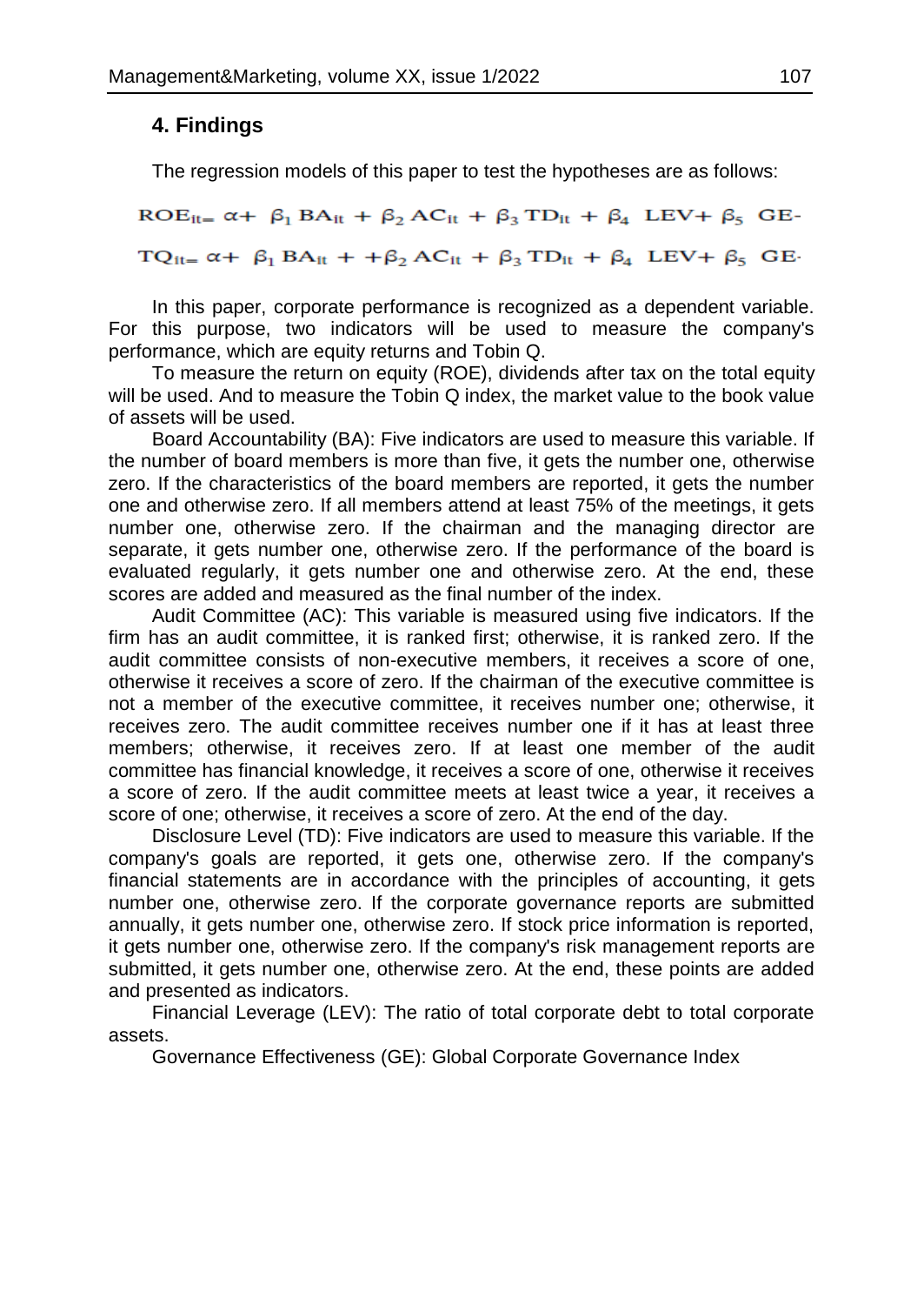## 4. Findings

The regression models of this paper to test the hypotheses are as follows:

$$ROE_{it}= \alpha+ \beta_1 BA_{it} + \beta_2 AC_{it} + \beta_3 TD_{it} + \beta_4 \ LEV+ \beta_5 \ GE$$

$$TQ_{it}= \alpha+ \beta_1 BA_{it} + +\beta_2 AC_{it} + \beta_3 TD_{it} + \beta_4 \ LEV+ \beta_5 \ GE$$

In this paper, corporate performance is recognized as a dependent variable. For this purpose, two indicators will be used to measure the company's performance, which are equity returns and Tobin Q.

To measure the return on equity (ROE), dividends after tax on the total equity will be used. And to measure the Tobin Q index, the market value to the book value of assets will be used.

Board Accountability (BA): Five indicators are used to measure this variable. If the number of board members is more than five, it gets the number one, otherwise zero. If the characteristics of the board members are reported, it gets the number one and otherwise zero. If all members attend at least 75% of the meetings, it gets number one, otherwise zero. If the chairman and the managing director are separate, it gets number one, otherwise zero. If the performance of the board is evaluated regularly, it gets number one and otherwise zero. At the end, these scores are added and measured as the final number of the index.

Audit Committee (AC): This variable is measured using five indicators. If the firm has an audit committee, it is ranked first; otherwise, it is ranked zero. If the audit committee consists of non-executive members, it receives a score of one, otherwise it receives a score of zero. If the chairman of the executive committee is not a member of the executive committee, it receives number one; otherwise, it receives zero. The audit committee receives number one if it has at least three members; otherwise, it receives zero. If at least one member of the audit committee has financial knowledge, it receives a score of one, otherwise it receives a score of zero. If the audit committee meets at least twice a year, it receives a score of one; otherwise, it receives a score of zero. At the end of the day.

Disclosure Level (TD): Five indicators are used to measure this variable. If the company's goals are reported, it gets one, otherwise zero. If the company's financial statements are in accordance with the principles of accounting, it gets number one, otherwise zero. If the corporate governance reports are submitted annually, it gets number one, otherwise zero. If stock price information is reported, it gets number one, otherwise zero. If the company's risk management reports are submitted, it gets number one, otherwise zero. At the end, these points are added and presented as indicators.

Financial Leverage (LEV): The ratio of total corporate debt to total corporate assets.

Governance Effectiveness (GE): Global Corporate Governance Index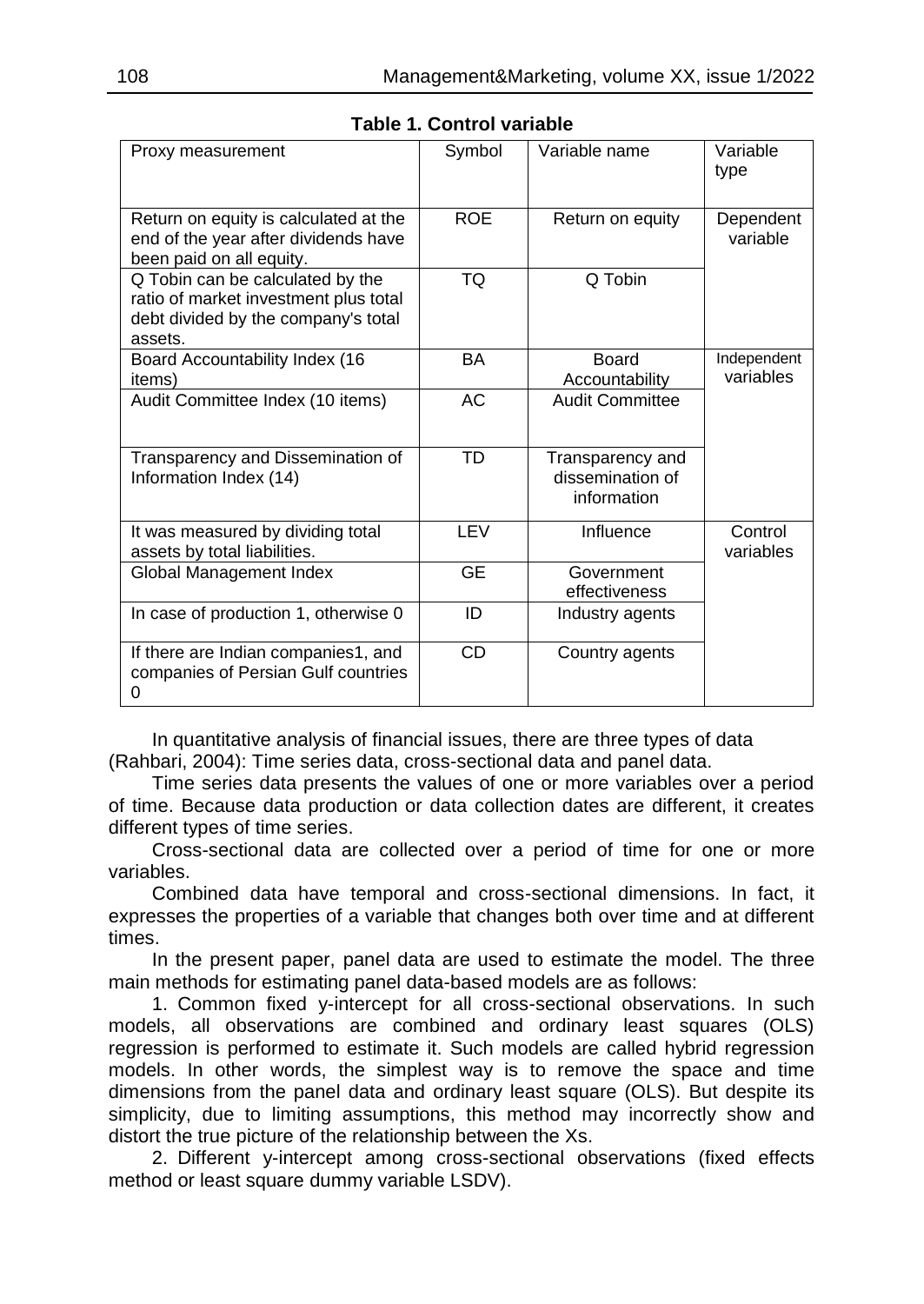**Table 1. Control variable**

| Proxy measurement | Symbol | Variable name | Variable type |
|---|---|---|---|
| Return on equity is calculated at the end of the year after dividends have been paid on all equity. | ROE | Return on equity | Dependent variable |
| Q Tobin can be calculated by the ratio of market investment plus total debt divided by the company's total assets. | TQ | Q Tobin | |
| Board Accountability Index (16 items) | BA | Board Accountability | Independent variables |
| Audit Committee Index (10 items) | AC | Audit Committee | |
| Transparency and Dissemination of Information Index (14) | TD | Transparency and dissemination of information | |
| It was measured by dividing total assets by total liabilities. | LEV | Influence | Control variables |
| Global Management Index | GE | Government effectiveness | |
| In case of production 1, otherwise 0 | ID | Industry agents | |
| If there are Indian companies1, and companies of Persian Gulf countries 0 | CD | Country agents | |

In quantitative analysis of financial issues, there are three types of data (Rahbari, 2004): Time series data, cross-sectional data and panel data.

Time series data presents the values of one or more variables over a period of time. Because data production or data collection dates are different, it creates different types of time series.

Cross-sectional data are collected over a period of time for one or more variables.

Combined data have temporal and cross-sectional dimensions. In fact, it expresses the properties of a variable that changes both over time and at different times.

In the present paper, panel data are used to estimate the model. The three main methods for estimating panel data-based models are as follows:

1. Common fixed y-intercept for all cross-sectional observations. In such models, all observations are combined and ordinary least squares (OLS) regression is performed to estimate it. Such models are called hybrid regression models. In other words, the simplest way is to remove the space and time dimensions from the panel data and ordinary least square (OLS). But despite its simplicity, due to limiting assumptions, this method may incorrectly show and distort the true picture of the relationship between the Xs.

2. Different y-intercept among cross-sectional observations (fixed effects method or least square dummy variable LSDV).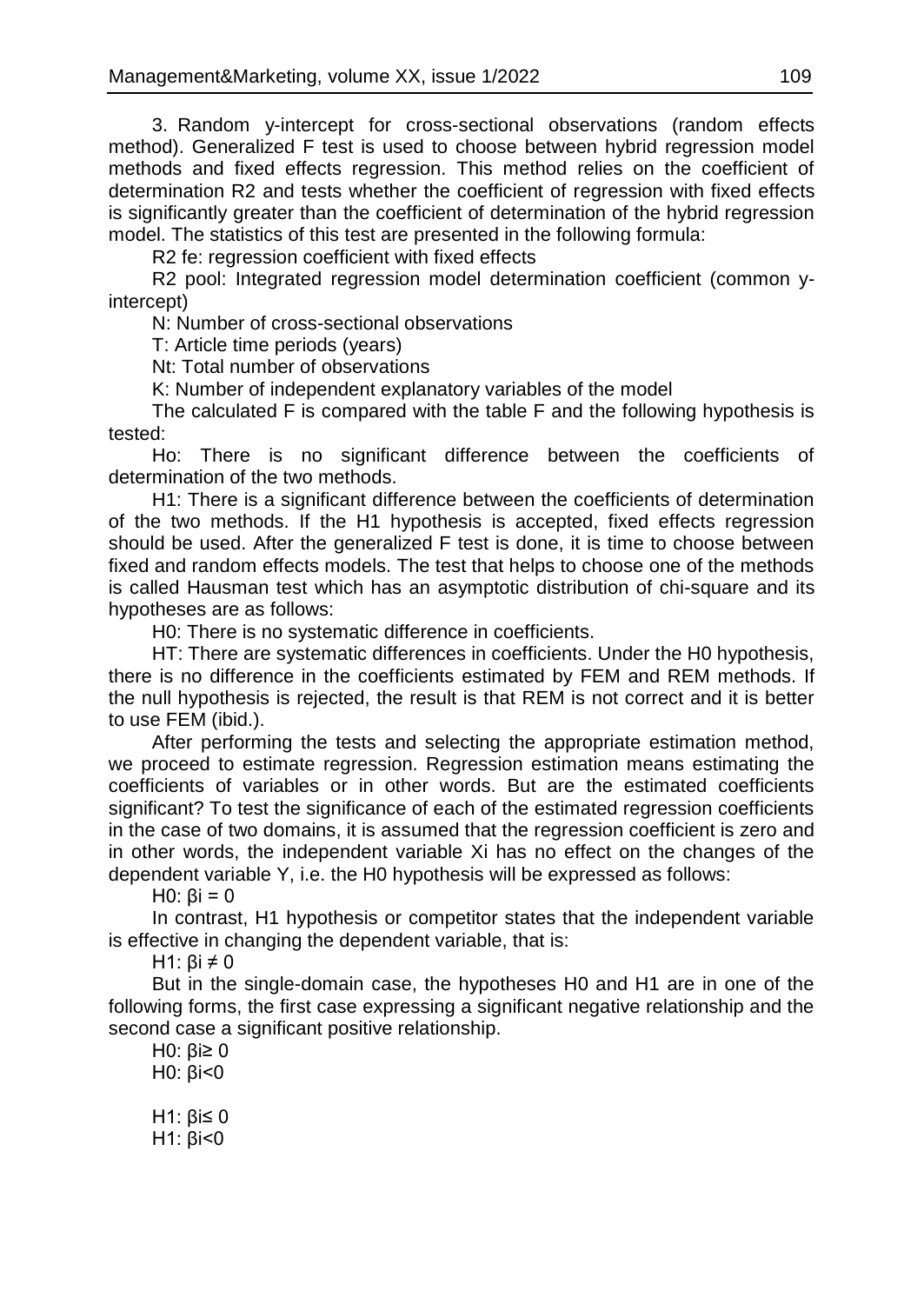3. Random y-intercept for cross-sectional observations (random effects method). Generalized F test is used to choose between hybrid regression model methods and fixed effects regression. This method relies on the coefficient of determination R2 and tests whether the coefficient of regression with fixed effects is significantly greater than the coefficient of determination of the hybrid regression model. The statistics of this test are presented in the following formula:

R2 fe: regression coefficient with fixed effects

R2 pool: Integrated regression model determination coefficient (common y-intercept)

N: Number of cross-sectional observations

T: Article time periods (years)

Nt: Total number of observations

K: Number of independent explanatory variables of the model

The calculated F is compared with the table F and the following hypothesis is tested:

Ho: There is no significant difference between the coefficients of determination of the two methods.

H1: There is a significant difference between the coefficients of determination of the two methods. If the H1 hypothesis is accepted, fixed effects regression should be used. After the generalized F test is done, it is time to choose between fixed and random effects models. The test that helps to choose one of the methods is called Hausman test which has an asymptotic distribution of chi-square and its hypotheses are as follows:

H0: There is no systematic difference in coefficients.

HT: There are systematic differences in coefficients. Under the H0 hypothesis, there is no difference in the coefficients estimated by FEM and REM methods. If the null hypothesis is rejected, the result is that REM is not correct and it is better to use FEM (ibid.).

After performing the tests and selecting the appropriate estimation method, we proceed to estimate regression. Regression estimation means estimating the coefficients of variables or in other words. But are the estimated coefficients significant? To test the significance of each of the estimated regression coefficients in the case of two domains, it is assumed that the regression coefficient is zero and in other words, the independent variable Xi has no effect on the changes of the dependent variable Y, i.e. the H0 hypothesis will be expressed as follows:

H0: $\beta i = 0$

In contrast, H1 hypothesis or competitor states that the independent variable is effective in changing the dependent variable, that is:

H1: $\beta i \neq 0$

But in the single-domain case, the hypotheses H0 and H1 are in one of the following forms, the first case expressing a significant negative relationship and the second case a significant positive relationship.

H0: $\beta i \geq 0$

H0: $\beta i < 0$

H1: $\beta i \leq 0$

H1: $\beta i < 0$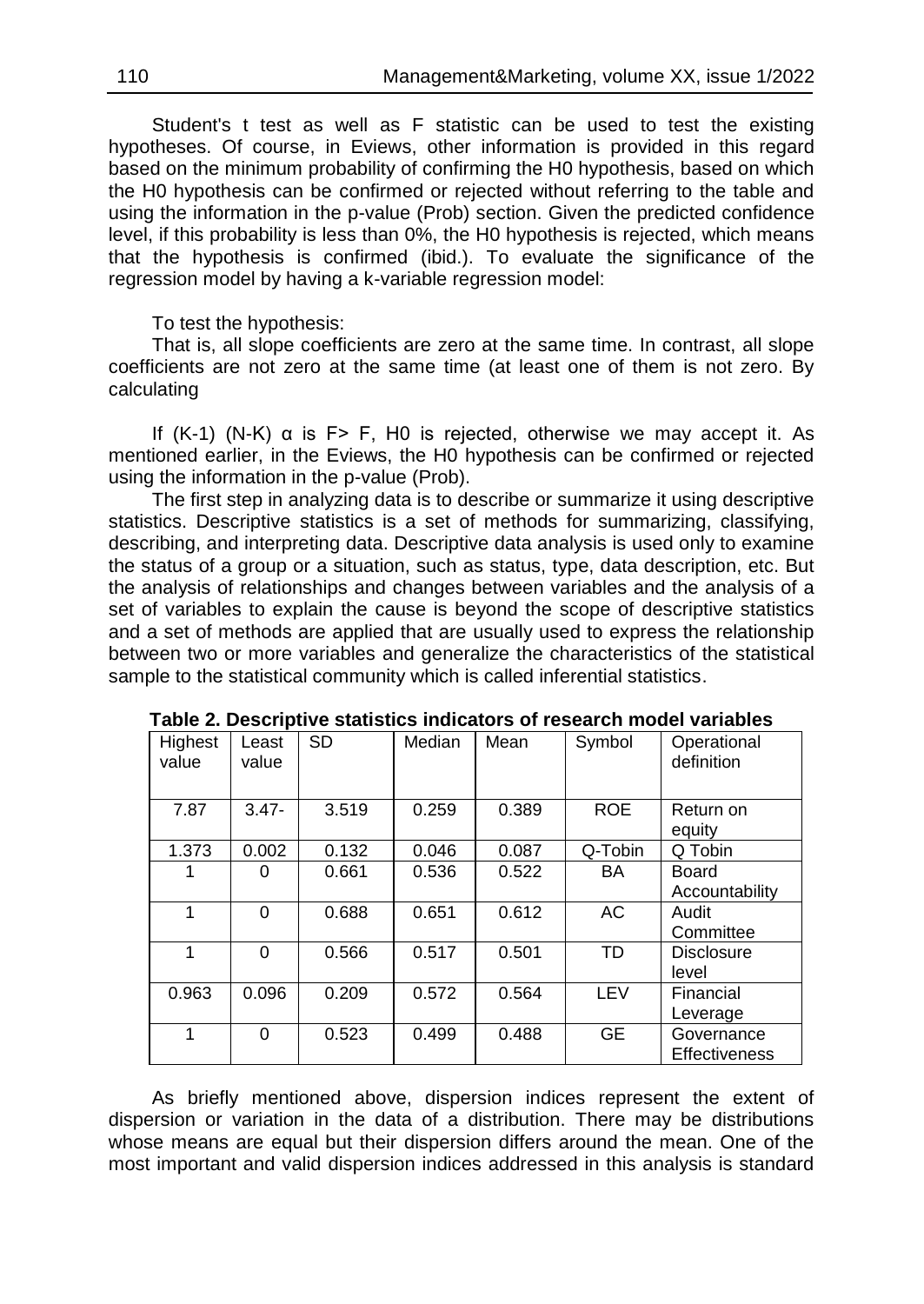Student's t test as well as F statistic can be used to test the existing hypotheses. Of course, in Eviews, other information is provided in this regard based on the minimum probability of confirming the H0 hypothesis, based on which the H0 hypothesis can be confirmed or rejected without referring to the table and using the information in the p-value (Prob) section. Given the predicted confidence level, if this probability is less than 0%, the H0 hypothesis is rejected, which means that the hypothesis is confirmed (ibid.). To evaluate the significance of the regression model by having a k-variable regression model:

To test the hypothesis:

That is, all slope coefficients are zero at the same time. In contrast, all slope coefficients are not zero at the same time (at least one of them is not zero. By calculating

If (K-1) (N-K) α is F> F, H0 is rejected, otherwise we may accept it. As mentioned earlier, in the Eviews, the H0 hypothesis can be confirmed or rejected using the information in the p-value (Prob).

The first step in analyzing data is to describe or summarize it using descriptive statistics. Descriptive statistics is a set of methods for summarizing, classifying, describing, and interpreting data. Descriptive data analysis is used only to examine the status of a group or a situation, such as status, type, data description, etc. But the analysis of relationships and changes between variables and the analysis of a set of variables to explain the cause is beyond the scope of descriptive statistics and a set of methods are applied that are usually used to express the relationship between two or more variables and generalize the characteristics of the statistical sample to the statistical community which is called inferential statistics.

**Table 2. Descriptive statistics indicators of research model variables**

| Highest value | Least value | SD | Median | Mean | Symbol | Operational definition |
|---|---|---|---|---|---|---|
| 7.87 | 3.47- | 3.519 | 0.259 | 0.389 | ROE | Return on equity |
| 1.373 | 0.002 | 0.132 | 0.046 | 0.087 | Q-Tobin | Q Tobin |
| 1 | 0 | 0.661 | 0.536 | 0.522 | BA | Board Accountability |
| 1 | 0 | 0.688 | 0.651 | 0.612 | AC | Audit Committee |
| 1 | 0 | 0.566 | 0.517 | 0.501 | TD | Disclosure level |
| 0.963 | 0.096 | 0.209 | 0.572 | 0.564 | LEV | Financial Leverage |
| 1 | 0 | 0.523 | 0.499 | 0.488 | GE | Governance Effectiveness |

As briefly mentioned above, dispersion indices represent the extent of dispersion or variation in the data of a distribution. There may be distributions whose means are equal but their dispersion differs around the mean. One of the most important and valid dispersion indices addressed in this analysis is standard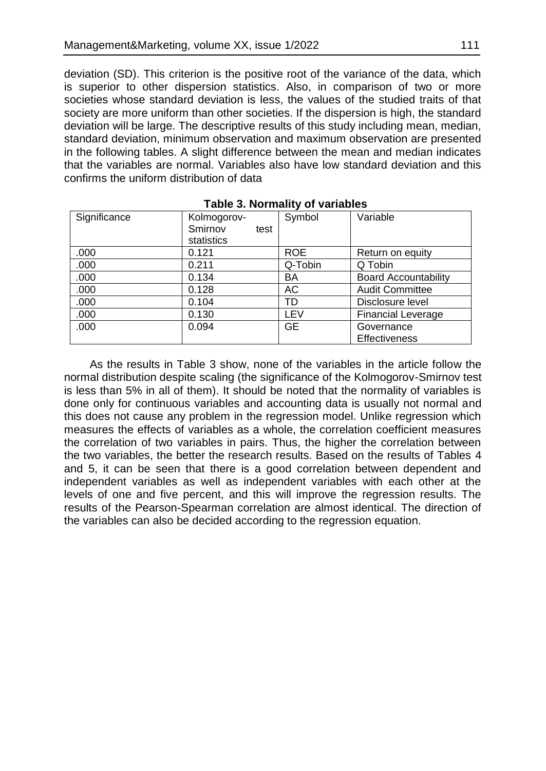deviation (SD). This criterion is the positive root of the variance of the data, which is superior to other dispersion statistics. Also, in comparison of two or more societies whose standard deviation is less, the values of the studied traits of that society are more uniform than other societies. If the dispersion is high, the standard deviation will be large. The descriptive results of this study including mean, median, standard deviation, minimum observation and maximum observation are presented in the following tables. A slight difference between the mean and median indicates that the variables are normal. Variables also have low standard deviation and this confirms the uniform distribution of data

**Table 3. Normality of variables**

| Significance | Kolmogorov-Smirnov test statistics | Symbol | Variable |
|---|---|---|---|
| .000 | 0.121 | ROE | Return on equity |
| .000 | 0.211 | Q-Tobin | Q Tobin |
| .000 | 0.134 | BA | Board Accountability |
| .000 | 0.128 | AC | Audit Committee |
| .000 | 0.104 | TD | Disclosure level |
| .000 | 0.130 | LEV | Financial Leverage |
| .000 | 0.094 | GE | Governance Effectiveness |

As the results in Table 3 show, none of the variables in the article follow the normal distribution despite scaling (the significance of the Kolmogorov-Smirnov test is less than 5% in all of them). It should be noted that the normality of variables is done only for continuous variables and accounting data is usually not normal and this does not cause any problem in the regression model. Unlike regression which measures the effects of variables as a whole, the correlation coefficient measures the correlation of two variables in pairs. Thus, the higher the correlation between the two variables, the better the research results. Based on the results of Tables 4 and 5, it can be seen that there is a good correlation between dependent and independent variables as well as independent variables with each other at the levels of one and five percent, and this will improve the regression results. The results of the Pearson-Spearman correlation are almost identical. The direction of the variables can also be decided according to the regression equation.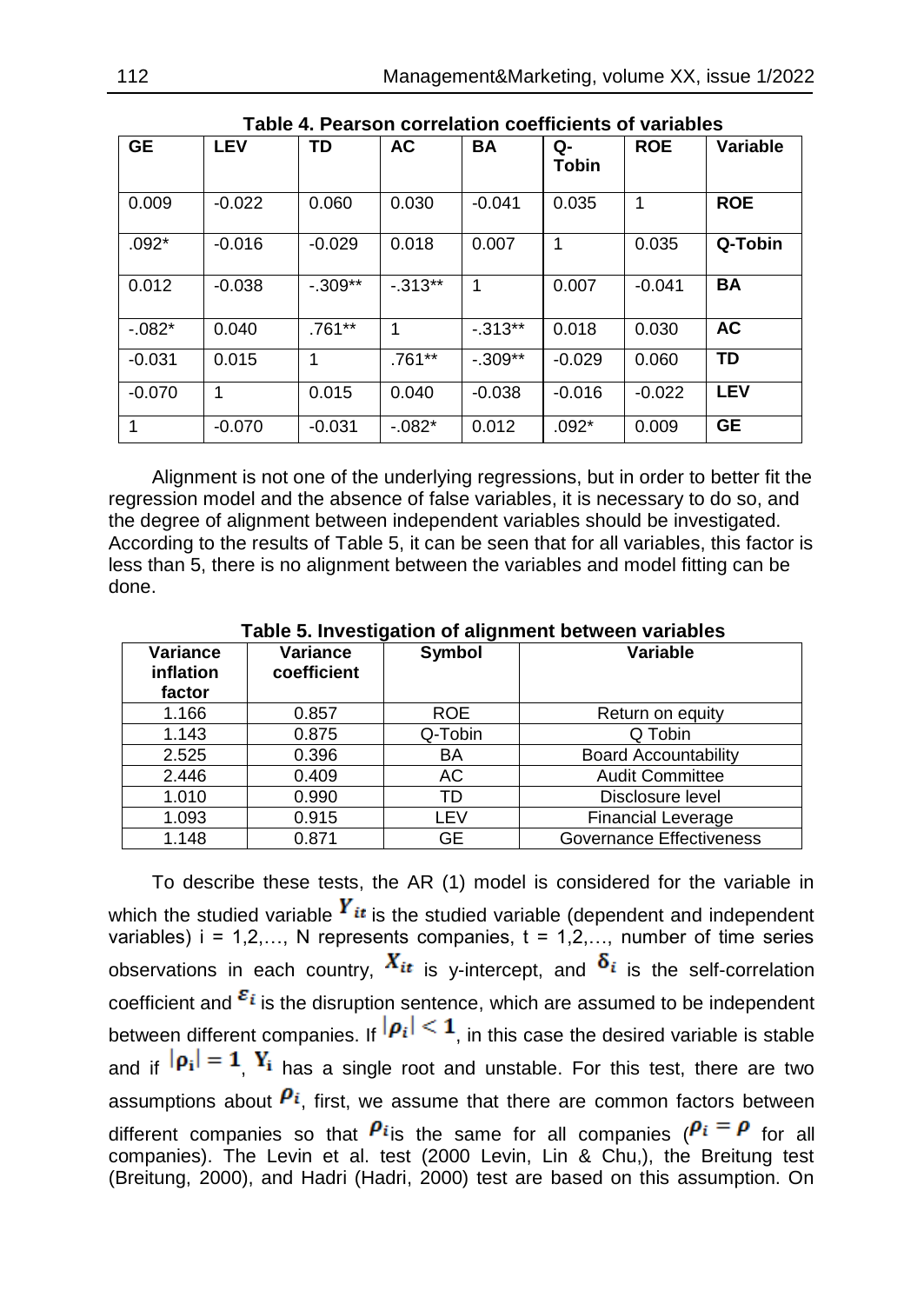**Table 4. Pearson correlation coefficients of variables**

| GE | LEV | TD | AC | BA | Q-Tobin | ROE | Variable |
|---|---|---|---|---|---|---|---|
| 0.009 | -0.022 | 0.060 | 0.030 | -0.041 | 0.035 | 1 | **ROE** |
| .092* | -0.016 | -0.029 | 0.018 | 0.007 | 1 | 0.035 | **Q-Tobin** |
| 0.012 | -0.038 | -.309** | -.313** | 1 | 0.007 | -0.041 | **BA** |
| -.082* | 0.040 | .761** | 1 | -.313** | 0.018 | 0.030 | **AC** |
| -0.031 | 0.015 | 1 | .761** | -.309** | -0.029 | 0.060 | **TD** |
| -0.070 | 1 | 0.015 | 0.040 | -0.038 | -0.016 | -0.022 | **LEV** |
| 1 | -0.070 | -0.031 | -.082* | 0.012 | .092* | 0.009 | **GE** |

Alignment is not one of the underlying regressions, but in order to better fit the regression model and the absence of false variables, it is necessary to do so, and the degree of alignment between independent variables should be investigated. According to the results of Table 5, it can be seen that for all variables, this factor is less than 5, there is no alignment between the variables and model fitting can be done.

**Table 5. Investigation of alignment between variables**

| Variance inflation factor | Variance coefficient | Symbol | Variable |
|---|---|---|---|
| 1.166 | 0.857 | ROE | Return on equity |
| 1.143 | 0.875 | Q-Tobin | Q Tobin |
| 2.525 | 0.396 | BA | Board Accountability |
| 2.446 | 0.409 | AC | Audit Committee |
| 1.010 | 0.990 | TD | Disclosure level |
| 1.093 | 0.915 | LEV | Financial Leverage |
| 1.148 | 0.871 | GE | Governance Effectiveness |

To describe these tests, the AR (1) model is considered for the variable in which the studied variable $Y_{it}$ is the studied variable (dependent and independent variables) i = 1,2,…, N represents companies, t = 1,2,…, number of time series observations in each country, $X_{it}$ is y-intercept, and $\delta_i$ is the self-correlation coefficient and $\varepsilon_i$ is the disruption sentence, which are assumed to be independent between different companies. If $|\rho_i| < 1$, in this case the desired variable is stable and if $|\rho_i| = 1$, $Y_i$ has a single root and unstable. For this test, there are two assumptions about $\rho_i$, first, we assume that there are common factors between different companies so that $\rho_i$ is the same for all companies ($\rho_i = \rho$ for all companies). The Levin et al. test (2000 Levin, Lin & Chu,), the Breitung test (Breitung, 2000), and Hadri (Hadri, 2000) test are based on this assumption. On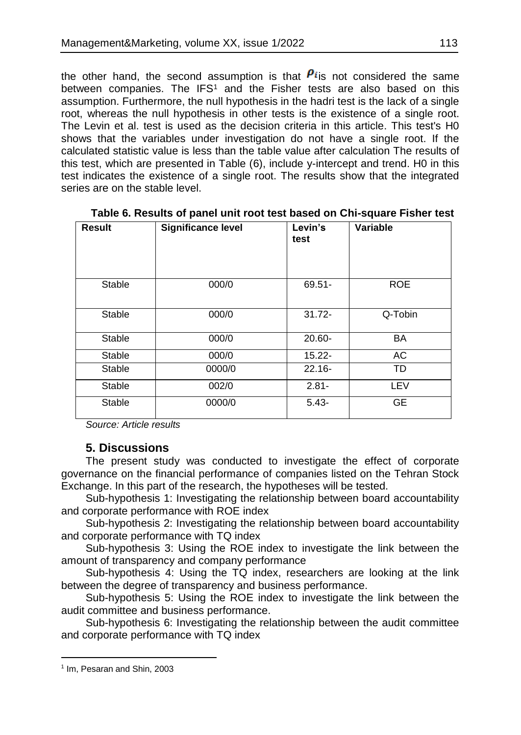the other hand, the second assumption is that $\rho_i$ is not considered the same between companies. The IFS[1] and the Fisher tests are also based on this assumption. Furthermore, the null hypothesis in the hadri test is the lack of a single root, whereas the null hypothesis in other tests is the existence of a single root. The Levin et al. test is used as the decision criteria in this article. This test's H0 shows that the variables under investigation do not have a single root. If the calculated statistic value is less than the table value after calculation The results of this test, which are presented in Table (6), include y-intercept and trend. H0 in this test indicates the existence of a single root. The results show that the integrated series are on the stable level.

**Table 6. Results of panel unit root test based on Chi-square Fisher test**

| Result | Significance level | Levin's test | Variable |
|---|---|---|---|
| Stable | 000/0 | 69.51- | ROE |
| Stable | 000/0 | 31.72- | Q-Tobin |
| Stable | 000/0 | 20.60- | BA |
| Stable | 000/0 | 15.22- | AC |
| Stable | 0000/0 | 22.16- | TD |
| Stable | 002/0 | 2.81- | LEV |
| Stable | 0000/0 | 5.43- | GE |

*Source: Article results*

## 5. Discussions

The present study was conducted to investigate the effect of corporate governance on the financial performance of companies listed on the Tehran Stock Exchange. In this part of the research, the hypotheses will be tested.

Sub-hypothesis 1: Investigating the relationship between board accountability and corporate performance with ROE index

Sub-hypothesis 2: Investigating the relationship between board accountability and corporate performance with TQ index

Sub-hypothesis 3: Using the ROE index to investigate the link between the amount of transparency and company performance

Sub-hypothesis 4: Using the TQ index, researchers are looking at the link between the degree of transparency and business performance.

Sub-hypothesis 5: Using the ROE index to investigate the link between the audit committee and business performance.

Sub-hypothesis 6: Investigating the relationship between the audit committee and corporate performance with TQ index

[1] Im, Pesaran and Shin, 2003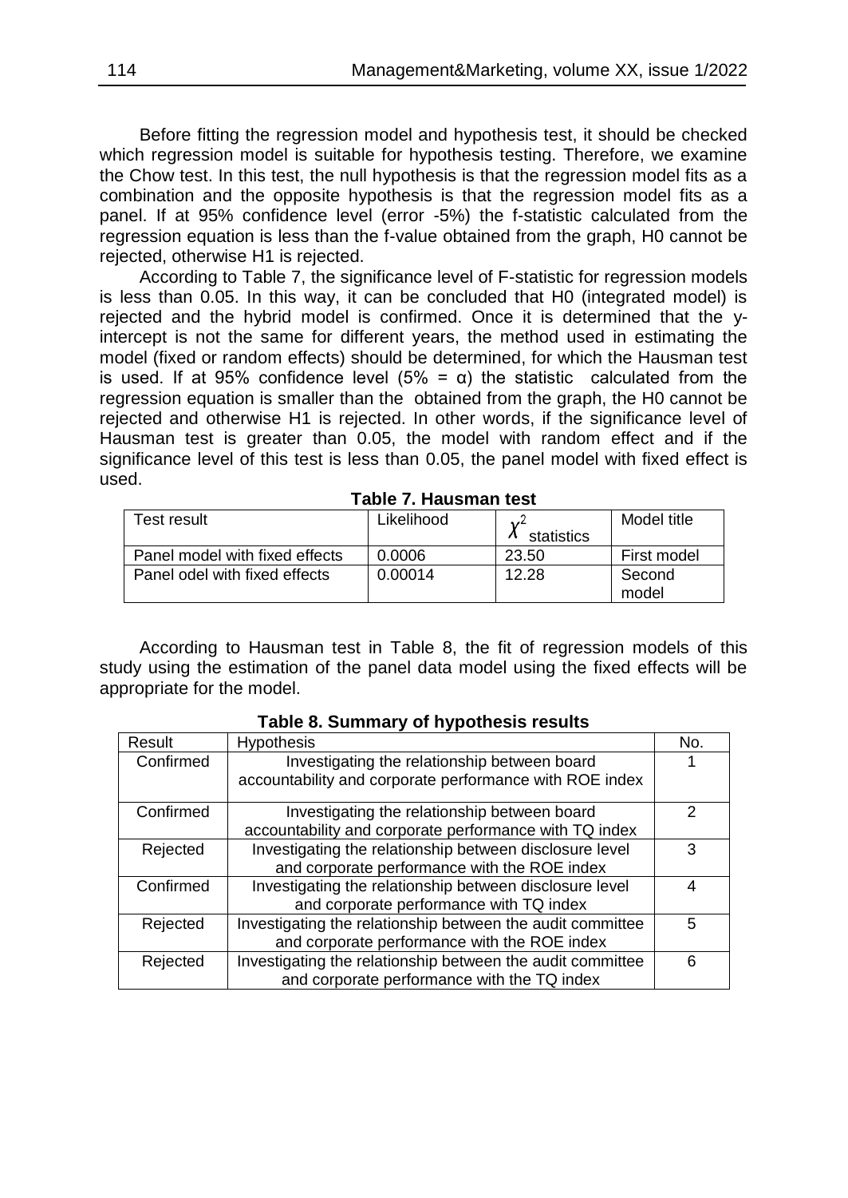Before fitting the regression model and hypothesis test, it should be checked which regression model is suitable for hypothesis testing. Therefore, we examine the Chow test. In this test, the null hypothesis is that the regression model fits as a combination and the opposite hypothesis is that the regression model fits as a panel. If at 95% confidence level (error -5%) the f-statistic calculated from the regression equation is less than the f-value obtained from the graph, H0 cannot be rejected, otherwise H1 is rejected.

According to Table 7, the significance level of F-statistic for regression models is less than 0.05. In this way, it can be concluded that H0 (integrated model) is rejected and the hybrid model is confirmed. Once it is determined that the y-intercept is not the same for different years, the method used in estimating the model (fixed or random effects) should be determined, for which the Hausman test is used. If at 95% confidence level (5% = α) the statistic calculated from the regression equation is smaller than the obtained from the graph, the H0 cannot be rejected and otherwise H1 is rejected. In other words, if the significance level of Hausman test is greater than 0.05, the model with random effect and if the significance level of this test is less than 0.05, the panel model with fixed effect is used.

**Table 7. Hausman test**

| Test result | Likelihood | $\chi^2$ statistics | Model title |
|---|---|---|---|
| Panel model with fixed effects | 0.0006 | 23.50 | First model |
| Panel odel with fixed effects | 0.00014 | 12.28 | Second model |

According to Hausman test in Table 8, the fit of regression models of this study using the estimation of the panel data model using the fixed effects will be appropriate for the model.

**Table 8. Summary of hypothesis results**

| Result | Hypothesis | No. |
|---|---|---|
| Confirmed | Investigating the relationship between board accountability and corporate performance with ROE index | 1 |
| Confirmed | Investigating the relationship between board accountability and corporate performance with TQ index | 2 |
| Rejected | Investigating the relationship between disclosure level and corporate performance with the ROE index | 3 |
| Confirmed | Investigating the relationship between disclosure level and corporate performance with TQ index | 4 |
| Rejected | Investigating the relationship between the audit committee and corporate performance with the ROE index | 5 |
| Rejected | Investigating the relationship between the audit committee and corporate performance with the TQ index | 6 |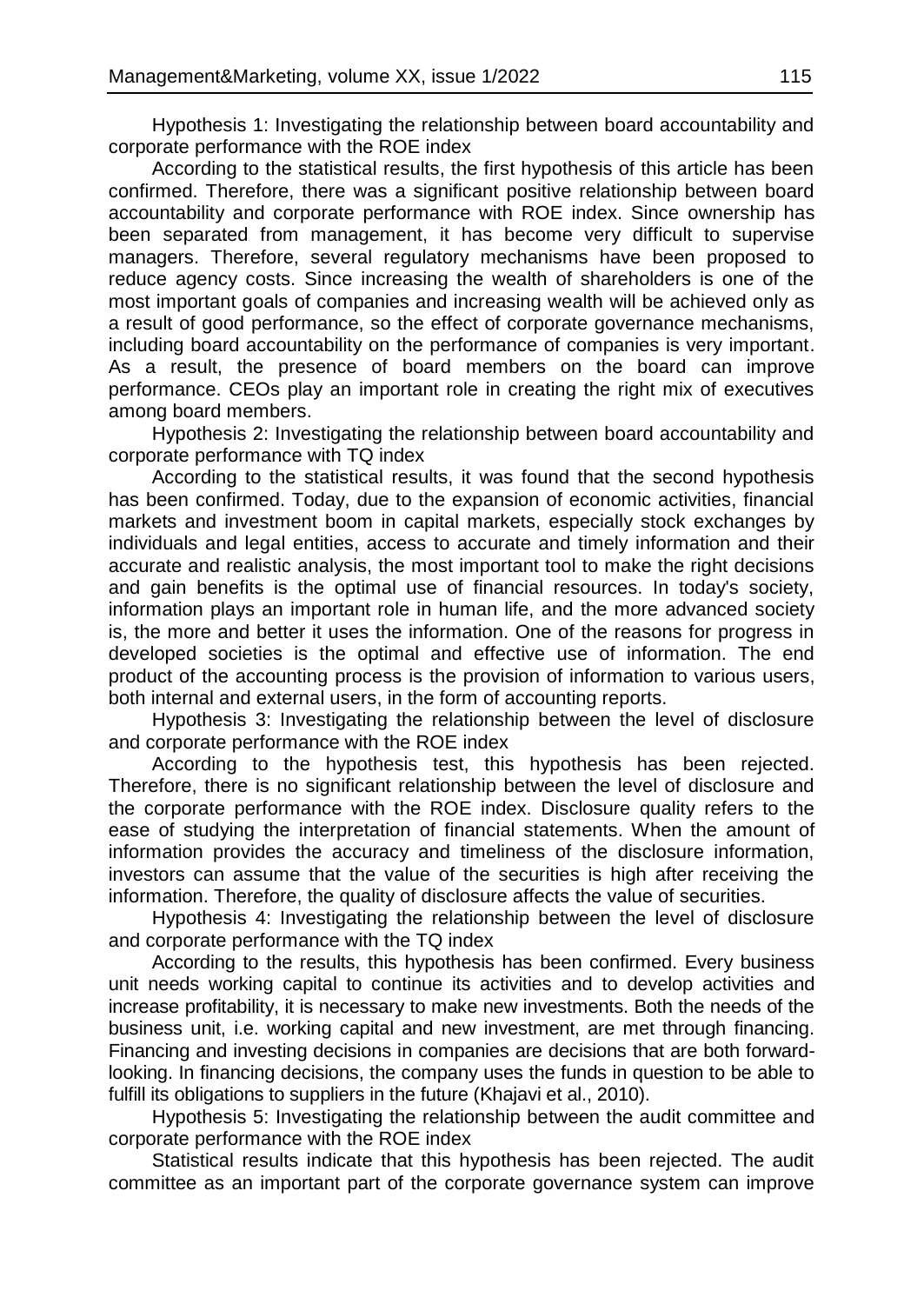Hypothesis 1: Investigating the relationship between board accountability and corporate performance with the ROE index

According to the statistical results, the first hypothesis of this article has been confirmed. Therefore, there was a significant positive relationship between board accountability and corporate performance with ROE index. Since ownership has been separated from management, it has become very difficult to supervise managers. Therefore, several regulatory mechanisms have been proposed to reduce agency costs. Since increasing the wealth of shareholders is one of the most important goals of companies and increasing wealth will be achieved only as a result of good performance, so the effect of corporate governance mechanisms, including board accountability on the performance of companies is very important. As a result, the presence of board members on the board can improve performance. CEOs play an important role in creating the right mix of executives among board members.

Hypothesis 2: Investigating the relationship between board accountability and corporate performance with TQ index

According to the statistical results, it was found that the second hypothesis has been confirmed. Today, due to the expansion of economic activities, financial markets and investment boom in capital markets, especially stock exchanges by individuals and legal entities, access to accurate and timely information and their accurate and realistic analysis, the most important tool to make the right decisions and gain benefits is the optimal use of financial resources. In today's society, information plays an important role in human life, and the more advanced society is, the more and better it uses the information. One of the reasons for progress in developed societies is the optimal and effective use of information. The end product of the accounting process is the provision of information to various users, both internal and external users, in the form of accounting reports.

Hypothesis 3: Investigating the relationship between the level of disclosure and corporate performance with the ROE index

According to the hypothesis test, this hypothesis has been rejected. Therefore, there is no significant relationship between the level of disclosure and the corporate performance with the ROE index. Disclosure quality refers to the ease of studying the interpretation of financial statements. When the amount of information provides the accuracy and timeliness of the disclosure information, investors can assume that the value of the securities is high after receiving the information. Therefore, the quality of disclosure affects the value of securities.

Hypothesis 4: Investigating the relationship between the level of disclosure and corporate performance with the TQ index

According to the results, this hypothesis has been confirmed. Every business unit needs working capital to continue its activities and to develop activities and increase profitability, it is necessary to make new investments. Both the needs of the business unit, i.e. working capital and new investment, are met through financing. Financing and investing decisions in companies are decisions that are both forward-looking. In financing decisions, the company uses the funds in question to be able to fulfill its obligations to suppliers in the future (Khajavi et al., 2010).

Hypothesis 5: Investigating the relationship between the audit committee and corporate performance with the ROE index

Statistical results indicate that this hypothesis has been rejected. The audit committee as an important part of the corporate governance system can improve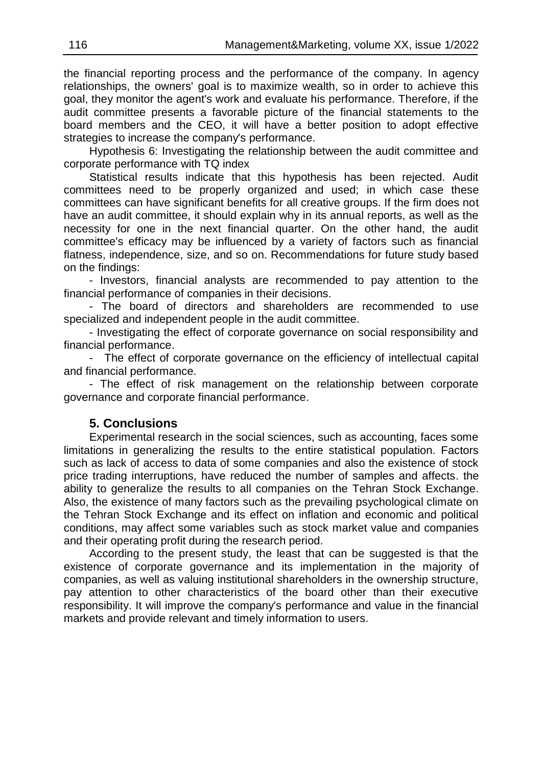the financial reporting process and the performance of the company. In agency relationships, the owners' goal is to maximize wealth, so in order to achieve this goal, they monitor the agent's work and evaluate his performance. Therefore, if the audit committee presents a favorable picture of the financial statements to the board members and the CEO, it will have a better position to adopt effective strategies to increase the company's performance.

Hypothesis 6: Investigating the relationship between the audit committee and corporate performance with TQ index

Statistical results indicate that this hypothesis has been rejected. Audit committees need to be properly organized and used; in which case these committees can have significant benefits for all creative groups. If the firm does not have an audit committee, it should explain why in its annual reports, as well as the necessity for one in the next financial quarter. On the other hand, the audit committee's efficacy may be influenced by a variety of factors such as financial flatness, independence, size, and so on. Recommendations for future study based on the findings:

- Investors, financial analysts are recommended to pay attention to the financial performance of companies in their decisions.
- The board of directors and shareholders are recommended to use specialized and independent people in the audit committee.
- Investigating the effect of corporate governance on social responsibility and financial performance.
- The effect of corporate governance on the efficiency of intellectual capital and financial performance.
- The effect of risk management on the relationship between corporate governance and corporate financial performance.

## 5. Conclusions

Experimental research in the social sciences, such as accounting, faces some limitations in generalizing the results to the entire statistical population. Factors such as lack of access to data of some companies and also the existence of stock price trading interruptions, have reduced the number of samples and affects. the ability to generalize the results to all companies on the Tehran Stock Exchange. Also, the existence of many factors such as the prevailing psychological climate on the Tehran Stock Exchange and its effect on inflation and economic and political conditions, may affect some variables such as stock market value and companies and their operating profit during the research period.

According to the present study, the least that can be suggested is that the existence of corporate governance and its implementation in the majority of companies, as well as valuing institutional shareholders in the ownership structure, pay attention to other characteristics of the board other than their executive responsibility. It will improve the company's performance and value in the financial markets and provide relevant and timely information to users.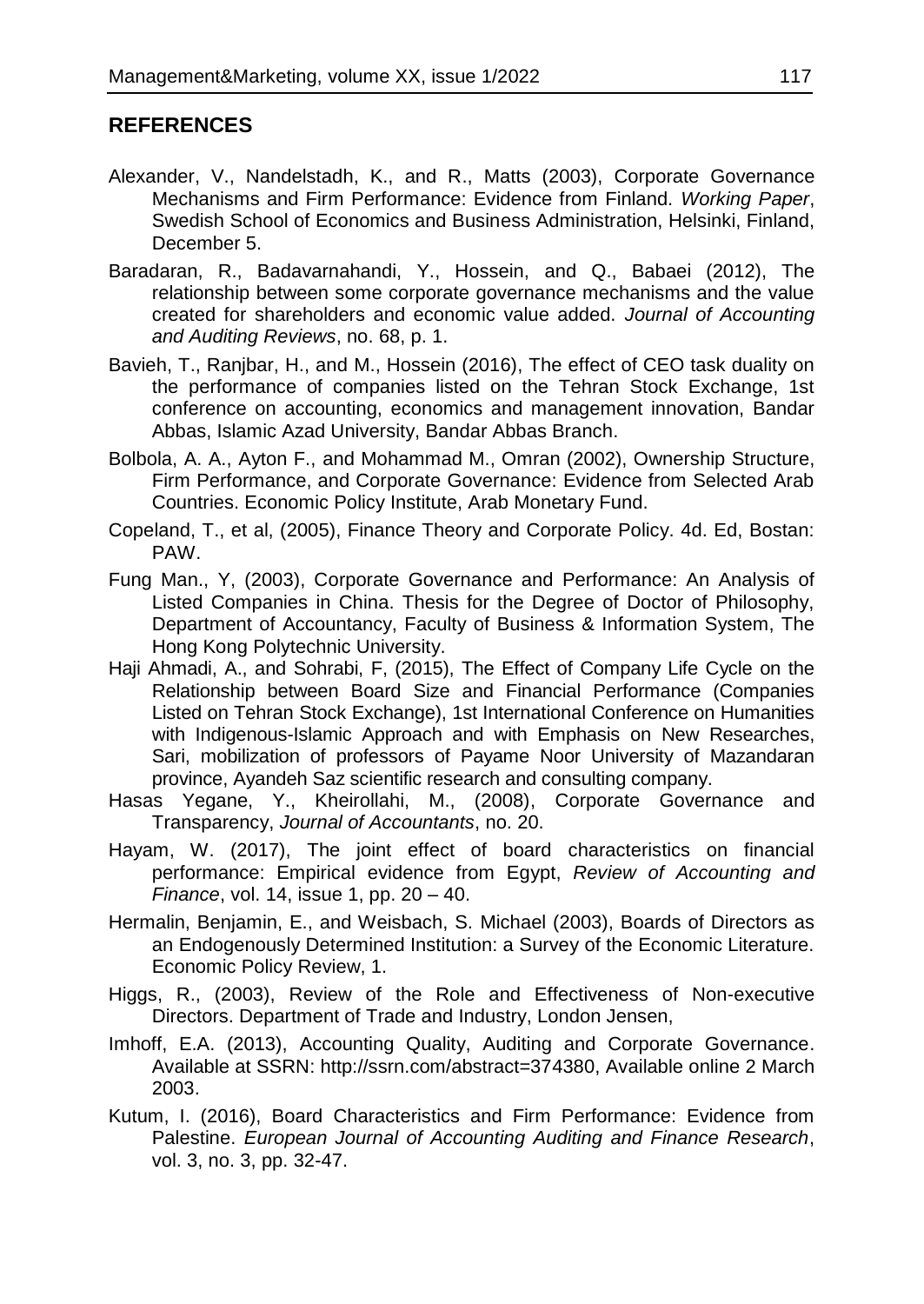## REFERENCES

Alexander, V., Nandelstadh, K., and R., Matts (2003), Corporate Governance Mechanisms and Firm Performance: Evidence from Finland. *Working Paper*, Swedish School of Economics and Business Administration, Helsinki, Finland, December 5.

Baradaran, R., Badavarnahandi, Y., Hossein, and Q., Babaei (2012), The relationship between some corporate governance mechanisms and the value created for shareholders and economic value added. *Journal of Accounting and Auditing Reviews*, no. 68, p. 1.

Bavieh, T., Ranjbar, H., and M., Hossein (2016), The effect of CEO task duality on the performance of companies listed on the Tehran Stock Exchange, 1st conference on accounting, economics and management innovation, Bandar Abbas, Islamic Azad University, Bandar Abbas Branch.

Bolbola, A. A., Ayton F., and Mohammad M., Omran (2002), Ownership Structure, Firm Performance, and Corporate Governance: Evidence from Selected Arab Countries. Economic Policy Institute, Arab Monetary Fund.

Copeland, T., et al, (2005), Finance Theory and Corporate Policy. 4d. Ed, Bostan: PAW.

Fung Man., Y, (2003), Corporate Governance and Performance: An Analysis of Listed Companies in China. Thesis for the Degree of Doctor of Philosophy, Department of Accountancy, Faculty of Business & Information System, The Hong Kong Polytechnic University.

Haji Ahmadi, A., and Sohrabi, F, (2015), The Effect of Company Life Cycle on the Relationship between Board Size and Financial Performance (Companies Listed on Tehran Stock Exchange), 1st International Conference on Humanities with Indigenous-Islamic Approach and with Emphasis on New Researches, Sari, mobilization of professors of Payame Noor University of Mazandaran province, Ayandeh Saz scientific research and consulting company.

Hasas Yegane, Y., Kheirollahi, M., (2008), Corporate Governance and Transparency, *Journal of Accountants*, no. 20.

Hayam, W. (2017), The joint effect of board characteristics on financial performance: Empirical evidence from Egypt, *Review of Accounting and Finance*, vol. 14, issue 1, pp. 20 – 40.

Hermalin, Benjamin, E., and Weisbach, S. Michael (2003), Boards of Directors as an Endogenously Determined Institution: a Survey of the Economic Literature. Economic Policy Review, 1.

Higgs, R., (2003), Review of the Role and Effectiveness of Non-executive Directors. Department of Trade and Industry, London Jensen,

Imhoff, E.A. (2013), Accounting Quality, Auditing and Corporate Governance. Available at SSRN: http://ssrn.com/abstract=374380, Available online 2 March 2003.

Kutum, I. (2016), Board Characteristics and Firm Performance: Evidence from Palestine. *European Journal of Accounting Auditing and Finance Research*, vol. 3, no. 3, pp. 32-47.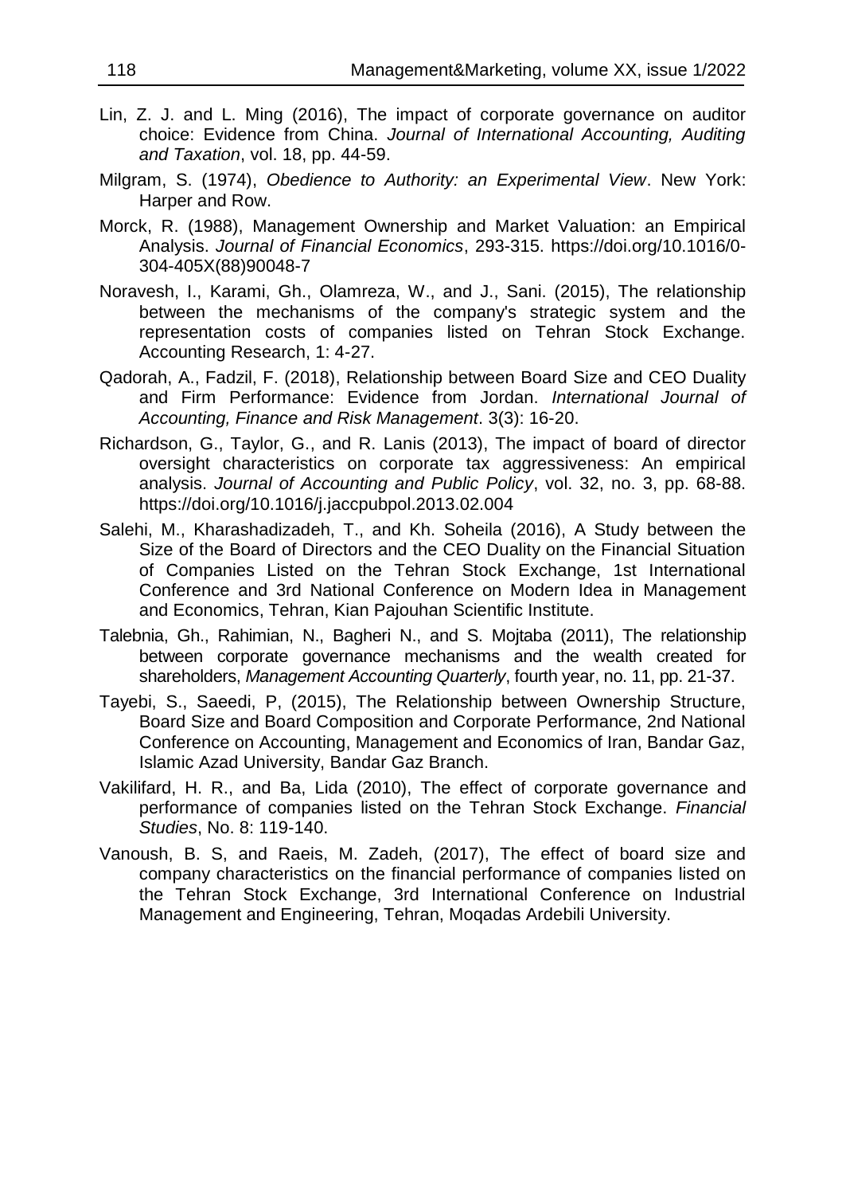Lin, Z. J. and L. Ming (2016), The impact of corporate governance on auditor choice: Evidence from China. *Journal of International Accounting, Auditing and Taxation*, vol. 18, pp. 44-59.

Milgram, S. (1974), *Obedience to Authority: an Experimental View*. New York: Harper and Row.

Morck, R. (1988), Management Ownership and Market Valuation: an Empirical Analysis. *Journal of Financial Economics*, 293-315. https://doi.org/10.1016/0-304-405X(88)90048-7

Noravesh, I., Karami, Gh., Olamreza, W., and J., Sani. (2015), The relationship between the mechanisms of the company's strategic system and the representation costs of companies listed on Tehran Stock Exchange. Accounting Research, 1: 4-27.

Qadorah, A., Fadzil, F. (2018), Relationship between Board Size and CEO Duality and Firm Performance: Evidence from Jordan. *International Journal of Accounting, Finance and Risk Management*. 3(3): 16-20.

Richardson, G., Taylor, G., and R. Lanis (2013), The impact of board of director oversight characteristics on corporate tax aggressiveness: An empirical analysis. *Journal of Accounting and Public Policy*, vol. 32, no. 3, pp. 68-88. https://doi.org/10.1016/j.jaccpubpol.2013.02.004

Salehi, M., Kharashadizadeh, T., and Kh. Soheila (2016), A Study between the Size of the Board of Directors and the CEO Duality on the Financial Situation of Companies Listed on the Tehran Stock Exchange, 1st International Conference and 3rd National Conference on Modern Idea in Management and Economics, Tehran, Kian Pajouhan Scientific Institute.

Talebnia, Gh., Rahimian, N., Bagheri N., and S. Mojtaba (2011), The relationship between corporate governance mechanisms and the wealth created for shareholders, *Management Accounting Quarterly*, fourth year, no. 11, pp. 21-37.

Tayebi, S., Saeedi, P, (2015), The Relationship between Ownership Structure, Board Size and Board Composition and Corporate Performance, 2nd National Conference on Accounting, Management and Economics of Iran, Bandar Gaz, Islamic Azad University, Bandar Gaz Branch.

Vakilifard, H. R., and Ba, Lida (2010), The effect of corporate governance and performance of companies listed on the Tehran Stock Exchange. *Financial Studies*, No. 8: 119-140.

Vanoush, B. S, and Raeis, M. Zadeh, (2017), The effect of board size and company characteristics on the financial performance of companies listed on the Tehran Stock Exchange, 3rd International Conference on Industrial Management and Engineering, Tehran, Moqadas Ardebili University.